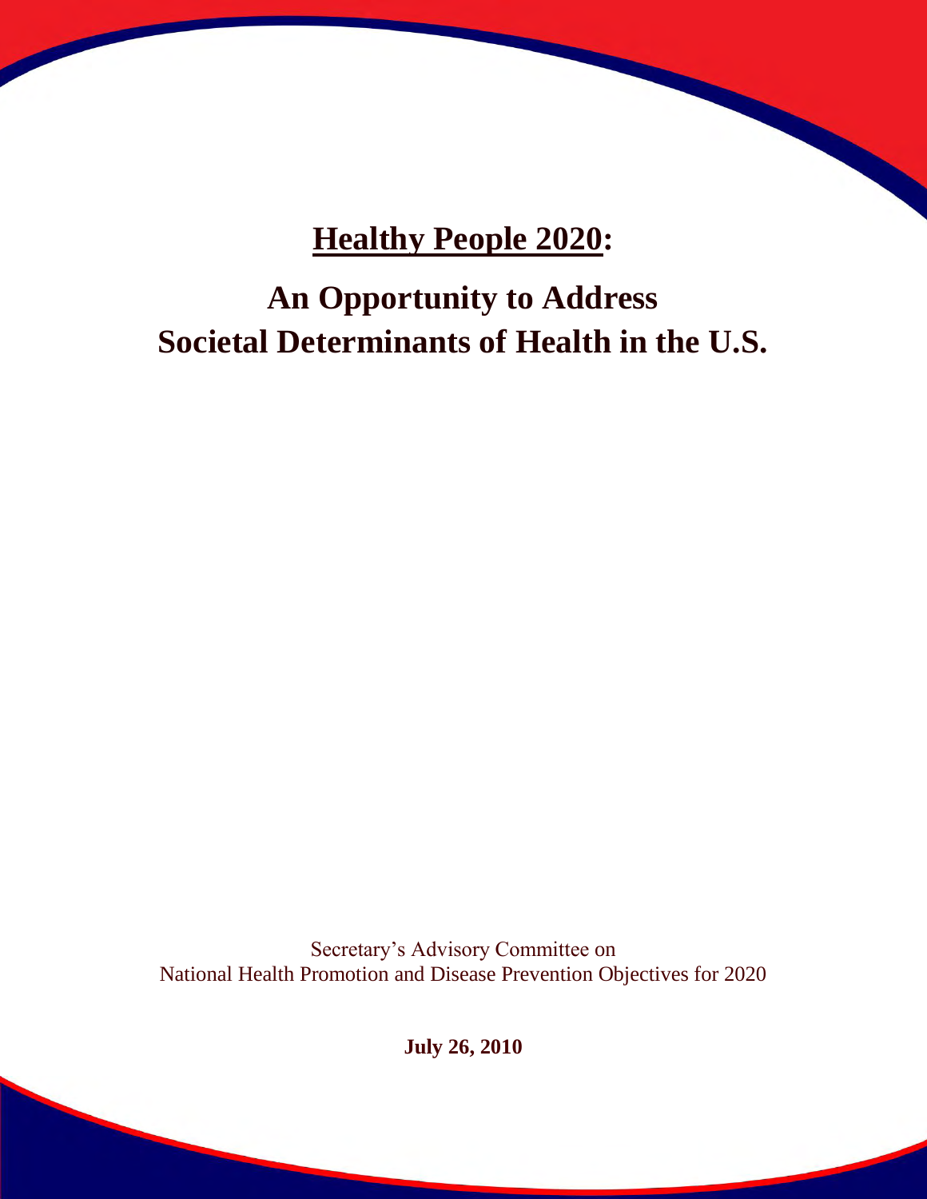# Healthy People 2020:

## An Opportunity to Address Societal Determinants of Health in the U.S.

Secretary's Advisory Committee on
National Health Promotion and Disease Prevention Objectives for 2020

**July 26, 2010**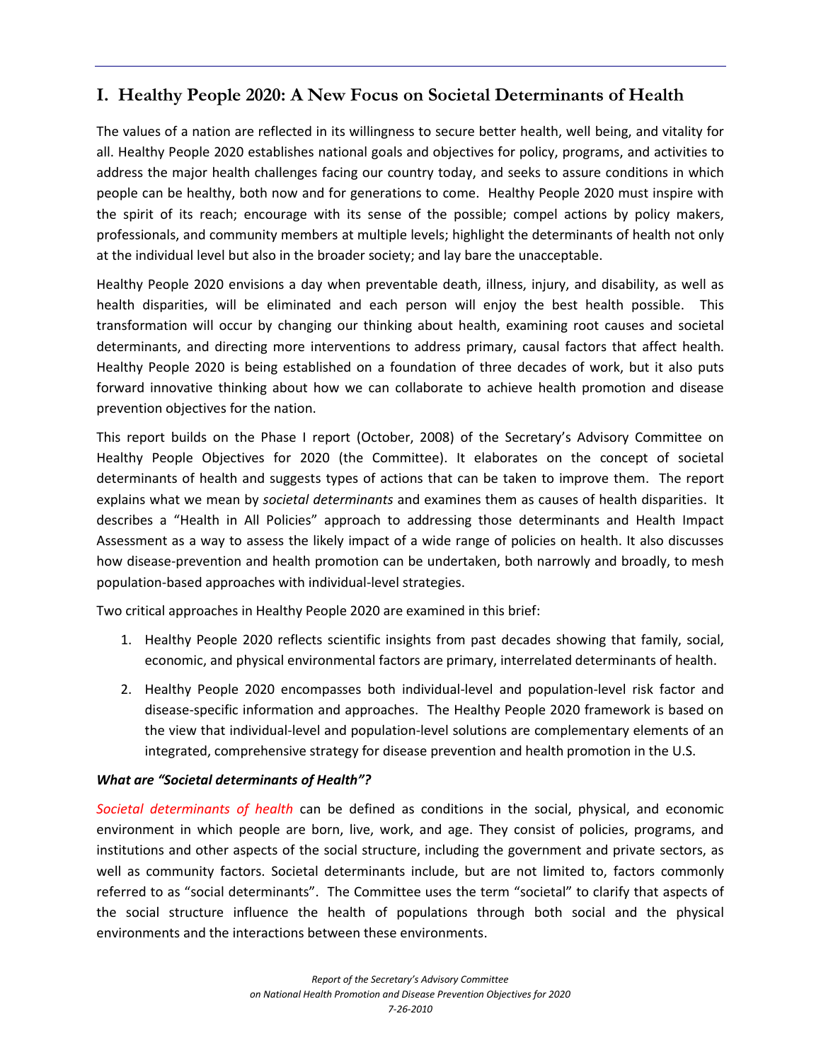## I. Healthy People 2020: A New Focus on Societal Determinants of Health

The values of a nation are reflected in its willingness to secure better health, well being, and vitality for all. Healthy People 2020 establishes national goals and objectives for policy, programs, and activities to address the major health challenges facing our country today, and seeks to assure conditions in which people can be healthy, both now and for generations to come. Healthy People 2020 must inspire with the spirit of its reach; encourage with its sense of the possible; compel actions by policy makers, professionals, and community members at multiple levels; highlight the determinants of health not only at the individual level but also in the broader society; and lay bare the unacceptable.

Healthy People 2020 envisions a day when preventable death, illness, injury, and disability, as well as health disparities, will be eliminated and each person will enjoy the best health possible. This transformation will occur by changing our thinking about health, examining root causes and societal determinants, and directing more interventions to address primary, causal factors that affect health. Healthy People 2020 is being established on a foundation of three decades of work, but it also puts forward innovative thinking about how we can collaborate to achieve health promotion and disease prevention objectives for the nation.

This report builds on the Phase I report (October, 2008) of the Secretary's Advisory Committee on Healthy People Objectives for 2020 (the Committee). It elaborates on the concept of societal determinants of health and suggests types of actions that can be taken to improve them. The report explains what we mean by *societal determinants* and examines them as causes of health disparities. It describes a "Health in All Policies" approach to addressing those determinants and Health Impact Assessment as a way to assess the likely impact of a wide range of policies on health. It also discusses how disease-prevention and health promotion can be undertaken, both narrowly and broadly, to mesh population-based approaches with individual-level strategies.

Two critical approaches in Healthy People 2020 are examined in this brief:

1. Healthy People 2020 reflects scientific insights from past decades showing that family, social, economic, and physical environmental factors are primary, interrelated determinants of health.
2. Healthy People 2020 encompasses both individual-level and population-level risk factor and disease-specific information and approaches. The Healthy People 2020 framework is based on the view that individual-level and population-level solutions are complementary elements of an integrated, comprehensive strategy for disease prevention and health promotion in the U.S.

***What are "Societal determinants of Health"?***

*Societal determinants of health* can be defined as conditions in the social, physical, and economic environment in which people are born, live, work, and age. They consist of policies, programs, and institutions and other aspects of the social structure, including the government and private sectors, as well as community factors. Societal determinants include, but are not limited to, factors commonly referred to as "social determinants". The Committee uses the term "societal" to clarify that aspects of the social structure influence the health of populations through both social and the physical environments and the interactions between these environments.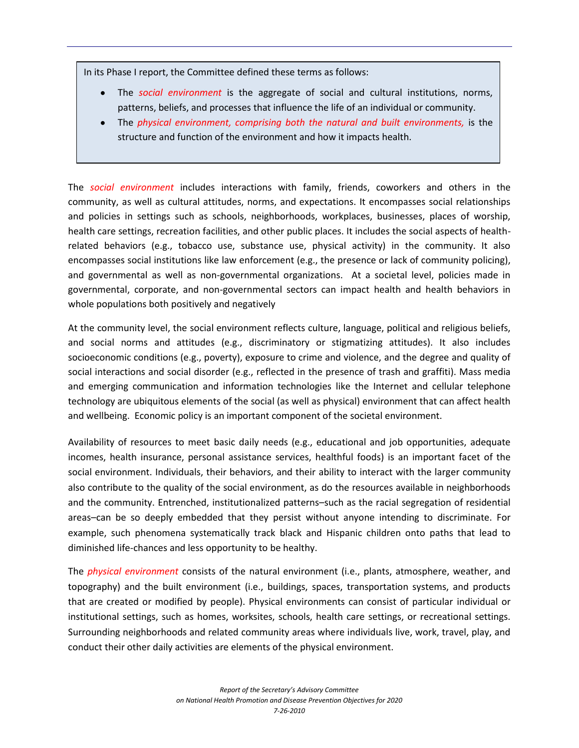> In its Phase I report, the Committee defined these terms as follows:
>
> - The *social environment* is the aggregate of social and cultural institutions, norms, patterns, beliefs, and processes that influence the life of an individual or community.
> - The *physical environment, comprising both the natural and built environments,* is the structure and function of the environment and how it impacts health.

The *social environment* includes interactions with family, friends, coworkers and others in the community, as well as cultural attitudes, norms, and expectations. It encompasses social relationships and policies in settings such as schools, neighborhoods, workplaces, businesses, places of worship, health care settings, recreation facilities, and other public places. It includes the social aspects of health-related behaviors (e.g., tobacco use, substance use, physical activity) in the community. It also encompasses social institutions like law enforcement (e.g., the presence or lack of community policing), and governmental as well as non-governmental organizations. At a societal level, policies made in governmental, corporate, and non-governmental sectors can impact health and health behaviors in whole populations both positively and negatively

At the community level, the social environment reflects culture, language, political and religious beliefs, and social norms and attitudes (e.g., discriminatory or stigmatizing attitudes). It also includes socioeconomic conditions (e.g., poverty), exposure to crime and violence, and the degree and quality of social interactions and social disorder (e.g., reflected in the presence of trash and graffiti). Mass media and emerging communication and information technologies like the Internet and cellular telephone technology are ubiquitous elements of the social (as well as physical) environment that can affect health and wellbeing. Economic policy is an important component of the societal environment.

Availability of resources to meet basic daily needs (e.g., educational and job opportunities, adequate incomes, health insurance, personal assistance services, healthful foods) is an important facet of the social environment. Individuals, their behaviors, and their ability to interact with the larger community also contribute to the quality of the social environment, as do the resources available in neighborhoods and the community. Entrenched, institutionalized patterns–such as the racial segregation of residential areas–can be so deeply embedded that they persist without anyone intending to discriminate. For example, such phenomena systematically track black and Hispanic children onto paths that lead to diminished life-chances and less opportunity to be healthy.

The *physical environment* consists of the natural environment (i.e., plants, atmosphere, weather, and topography) and the built environment (i.e., buildings, spaces, transportation systems, and products that are created or modified by people). Physical environments can consist of particular individual or institutional settings, such as homes, worksites, schools, health care settings, or recreational settings. Surrounding neighborhoods and related community areas where individuals live, work, travel, play, and conduct their other daily activities are elements of the physical environment.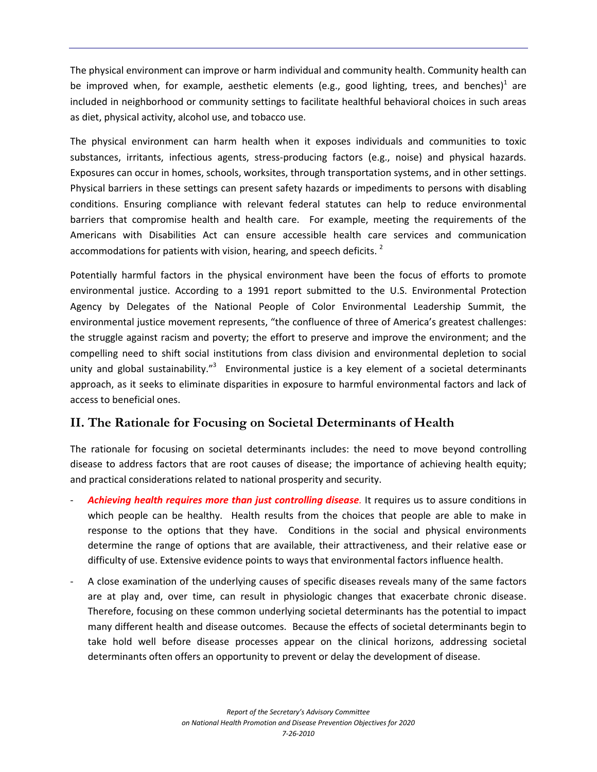The physical environment can improve or harm individual and community health. Community health can be improved when, for example, aesthetic elements (e.g., good lighting, trees, and benches)[1] are included in neighborhood or community settings to facilitate healthful behavioral choices in such areas as diet, physical activity, alcohol use, and tobacco use.

The physical environment can harm health when it exposes individuals and communities to toxic substances, irritants, infectious agents, stress-producing factors (e.g., noise) and physical hazards. Exposures can occur in homes, schools, worksites, through transportation systems, and in other settings. Physical barriers in these settings can present safety hazards or impediments to persons with disabling conditions. Ensuring compliance with relevant federal statutes can help to reduce environmental barriers that compromise health and health care. For example, meeting the requirements of the Americans with Disabilities Act can ensure accessible health care services and communication accommodations for patients with vision, hearing, and speech deficits. [2]

Potentially harmful factors in the physical environment have been the focus of efforts to promote environmental justice. According to a 1991 report submitted to the U.S. Environmental Protection Agency by Delegates of the National People of Color Environmental Leadership Summit, the environmental justice movement represents, "the confluence of three of America's greatest challenges: the struggle against racism and poverty; the effort to preserve and improve the environment; and the compelling need to shift social institutions from class division and environmental depletion to social unity and global sustainability."[3] Environmental justice is a key element of a societal determinants approach, as it seeks to eliminate disparities in exposure to harmful environmental factors and lack of access to beneficial ones.

## II. The Rationale for Focusing on Societal Determinants of Health

The rationale for focusing on societal determinants includes: the need to move beyond controlling disease to address factors that are root causes of disease; the importance of achieving health equity; and practical considerations related to national prosperity and security.

- ***Achieving health requires more than just controlling disease***. It requires us to assure conditions in which people can be healthy. Health results from the choices that people are able to make in response to the options that they have. Conditions in the social and physical environments determine the range of options that are available, their attractiveness, and their relative ease or difficulty of use. Extensive evidence points to ways that environmental factors influence health.
- A close examination of the underlying causes of specific diseases reveals many of the same factors are at play and, over time, can result in physiologic changes that exacerbate chronic disease. Therefore, focusing on these common underlying societal determinants has the potential to impact many different health and disease outcomes. Because the effects of societal determinants begin to take hold well before disease processes appear on the clinical horizons, addressing societal determinants often offers an opportunity to prevent or delay the development of disease.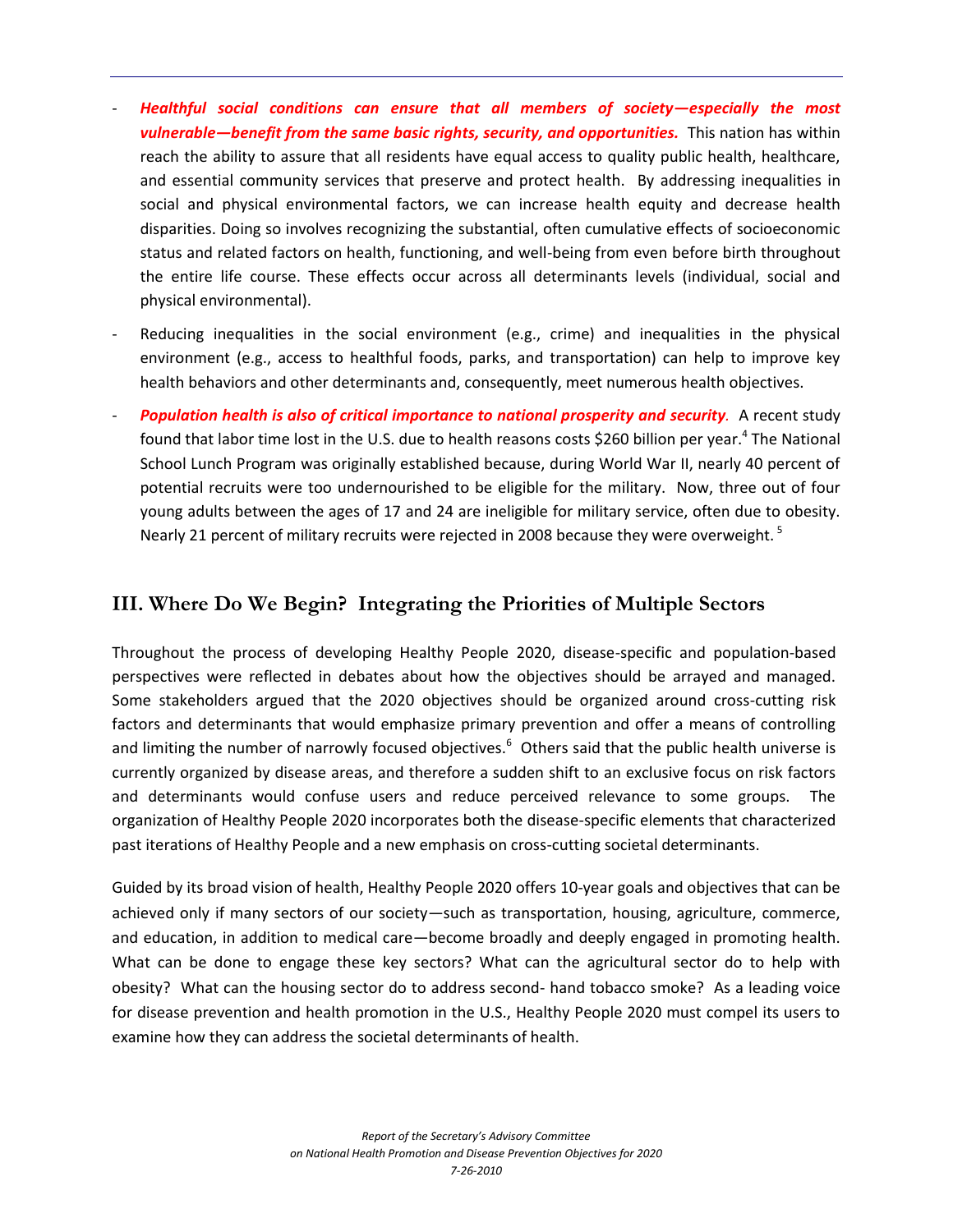- ***Healthful social conditions can ensure that all members of society—especially the most vulnerable—benefit from the same basic rights, security, and opportunities.*** This nation has within reach the ability to assure that all residents have equal access to quality public health, healthcare, and essential community services that preserve and protect health. By addressing inequalities in social and physical environmental factors, we can increase health equity and decrease health disparities. Doing so involves recognizing the substantial, often cumulative effects of socioeconomic status and related factors on health, functioning, and well-being from even before birth throughout the entire life course. These effects occur across all determinants levels (individual, social and physical environmental).
- Reducing inequalities in the social environment (e.g., crime) and inequalities in the physical environment (e.g., access to healthful foods, parks, and transportation) can help to improve key health behaviors and other determinants and, consequently, meet numerous health objectives.
- ***Population health is also of critical importance to national prosperity and security.*** A recent study found that labor time lost in the U.S. due to health reasons costs $260 billion per year.[4] The National School Lunch Program was originally established because, during World War II, nearly 40 percent of potential recruits were too undernourished to be eligible for the military. Now, three out of four young adults between the ages of 17 and 24 are ineligible for military service, often due to obesity. Nearly 21 percent of military recruits were rejected in 2008 because they were overweight.[5]

## III. Where Do We Begin? Integrating the Priorities of Multiple Sectors

Throughout the process of developing Healthy People 2020, disease-specific and population-based perspectives were reflected in debates about how the objectives should be arrayed and managed. Some stakeholders argued that the 2020 objectives should be organized around cross-cutting risk factors and determinants that would emphasize primary prevention and offer a means of controlling and limiting the number of narrowly focused objectives.[6] Others said that the public health universe is currently organized by disease areas, and therefore a sudden shift to an exclusive focus on risk factors and determinants would confuse users and reduce perceived relevance to some groups. The organization of Healthy People 2020 incorporates both the disease-specific elements that characterized past iterations of Healthy People and a new emphasis on cross-cutting societal determinants.

Guided by its broad vision of health, Healthy People 2020 offers 10-year goals and objectives that can be achieved only if many sectors of our society—such as transportation, housing, agriculture, commerce, and education, in addition to medical care—become broadly and deeply engaged in promoting health. What can be done to engage these key sectors? What can the agricultural sector do to help with obesity? What can the housing sector do to address second- hand tobacco smoke? As a leading voice for disease prevention and health promotion in the U.S., Healthy People 2020 must compel its users to examine how they can address the societal determinants of health.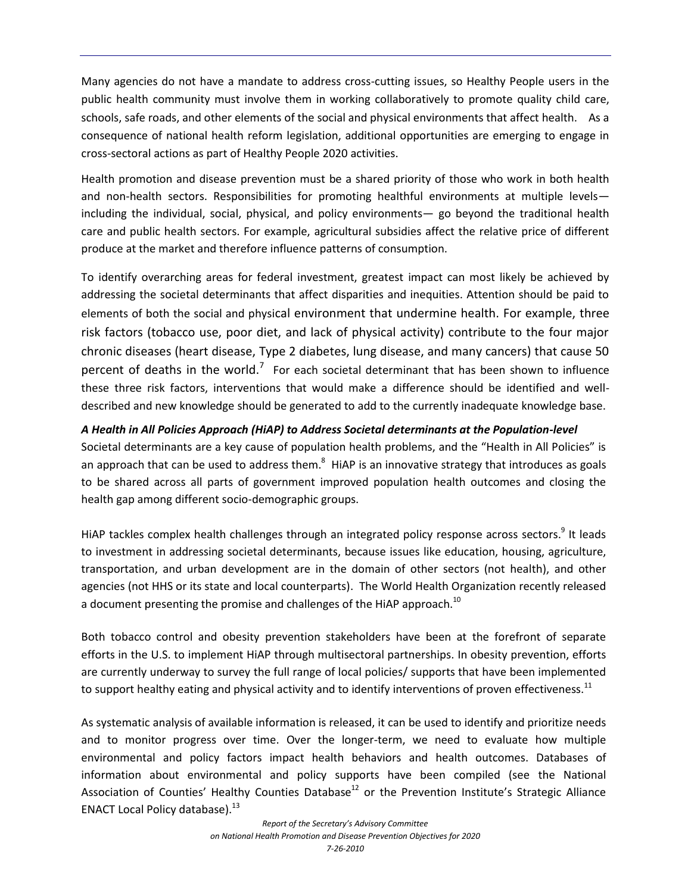Many agencies do not have a mandate to address cross-cutting issues, so Healthy People users in the public health community must involve them in working collaboratively to promote quality child care, schools, safe roads, and other elements of the social and physical environments that affect health. As a consequence of national health reform legislation, additional opportunities are emerging to engage in cross-sectoral actions as part of Healthy People 2020 activities.

Health promotion and disease prevention must be a shared priority of those who work in both health and non-health sectors. Responsibilities for promoting healthful environments at multiple levels—including the individual, social, physical, and policy environments— go beyond the traditional health care and public health sectors. For example, agricultural subsidies affect the relative price of different produce at the market and therefore influence patterns of consumption.

To identify overarching areas for federal investment, greatest impact can most likely be achieved by addressing the societal determinants that affect disparities and inequities. Attention should be paid to elements of both the social and physical environment that undermine health. For example, three risk factors (tobacco use, poor diet, and lack of physical activity) contribute to the four major chronic diseases (heart disease, Type 2 diabetes, lung disease, and many cancers) that cause 50 percent of deaths in the world.[7] For each societal determinant that has been shown to influence these three risk factors, interventions that would make a difference should be identified and well-described and new knowledge should be generated to add to the currently inadequate knowledge base.

***A Health in All Policies Approach (HiAP) to Address Societal determinants at the Population-level***

Societal determinants are a key cause of population health problems, and the "Health in All Policies" is an approach that can be used to address them.[8] HiAP is an innovative strategy that introduces as goals to be shared across all parts of government improved population health outcomes and closing the health gap among different socio-demographic groups.

HiAP tackles complex health challenges through an integrated policy response across sectors.[9] It leads to investment in addressing societal determinants, because issues like education, housing, agriculture, transportation, and urban development are in the domain of other sectors (not health), and other agencies (not HHS or its state and local counterparts). The World Health Organization recently released a document presenting the promise and challenges of the HiAP approach.[10]

Both tobacco control and obesity prevention stakeholders have been at the forefront of separate efforts in the U.S. to implement HiAP through multisectoral partnerships. In obesity prevention, efforts are currently underway to survey the full range of local policies/ supports that have been implemented to support healthy eating and physical activity and to identify interventions of proven effectiveness.[11]

As systematic analysis of available information is released, it can be used to identify and prioritize needs and to monitor progress over time. Over the longer-term, we need to evaluate how multiple environmental and policy factors impact health behaviors and health outcomes. Databases of information about environmental and policy supports have been compiled (see the National Association of Counties' Healthy Counties Database[12] or the Prevention Institute's Strategic Alliance ENACT Local Policy database).[13]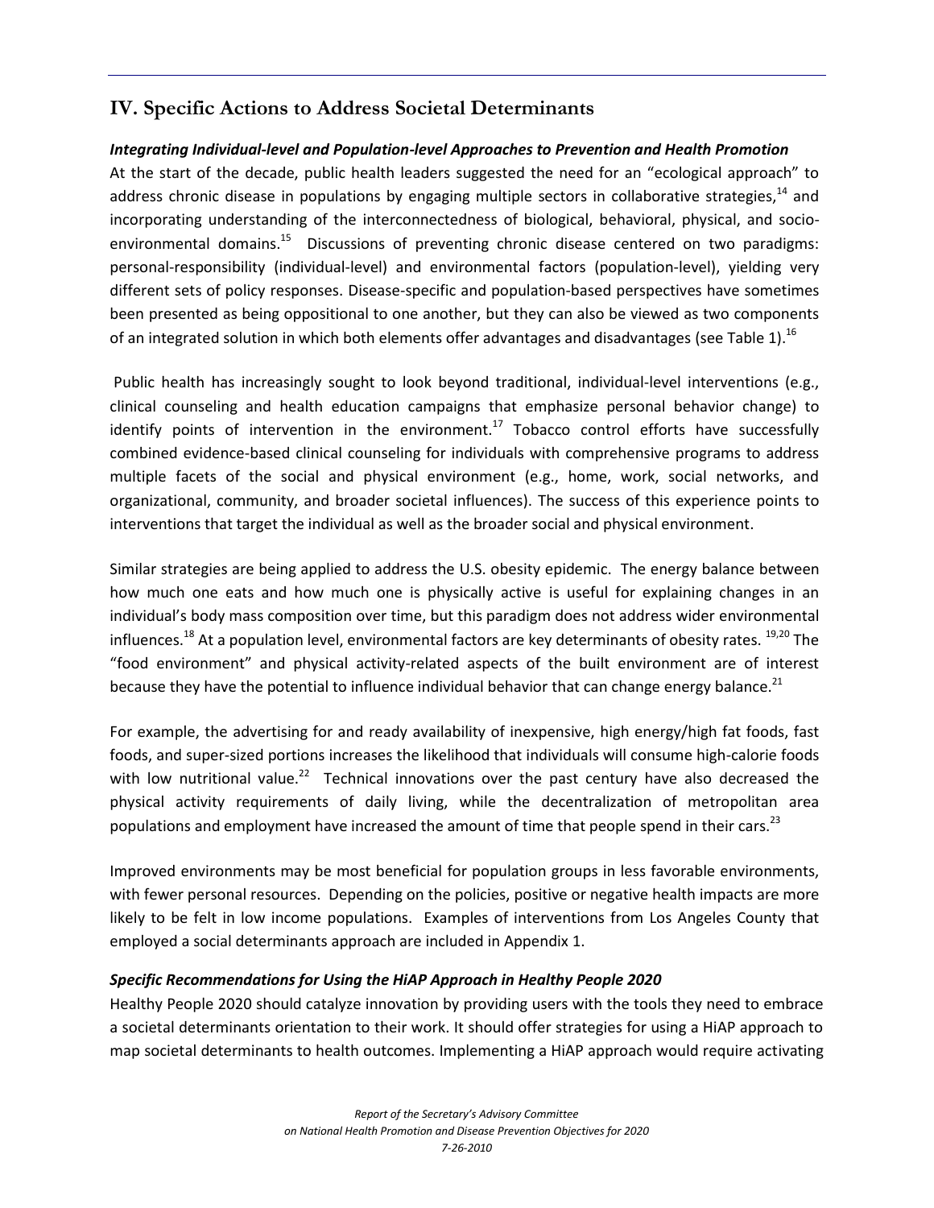## IV. Specific Actions to Address Societal Determinants

### *Integrating Individual-level and Population-level Approaches to Prevention and Health Promotion*

At the start of the decade, public health leaders suggested the need for an "ecological approach" to address chronic disease in populations by engaging multiple sectors in collaborative strategies,[14] and incorporating understanding of the interconnectedness of biological, behavioral, physical, and socio-environmental domains.[15] Discussions of preventing chronic disease centered on two paradigms: personal-responsibility (individual-level) and environmental factors (population-level), yielding very different sets of policy responses. Disease-specific and population-based perspectives have sometimes been presented as being oppositional to one another, but they can also be viewed as two components of an integrated solution in which both elements offer advantages and disadvantages (see Table 1).[16]

Public health has increasingly sought to look beyond traditional, individual-level interventions (e.g., clinical counseling and health education campaigns that emphasize personal behavior change) to identify points of intervention in the environment.[17] Tobacco control efforts have successfully combined evidence-based clinical counseling for individuals with comprehensive programs to address multiple facets of the social and physical environment (e.g., home, work, social networks, and organizational, community, and broader societal influences). The success of this experience points to interventions that target the individual as well as the broader social and physical environment.

Similar strategies are being applied to address the U.S. obesity epidemic. The energy balance between how much one eats and how much one is physically active is useful for explaining changes in an individual's body mass composition over time, but this paradigm does not address wider environmental influences.[18] At a population level, environmental factors are key determinants of obesity rates.[19,20] The "food environment" and physical activity-related aspects of the built environment are of interest because they have the potential to influence individual behavior that can change energy balance.[21]

For example, the advertising for and ready availability of inexpensive, high energy/high fat foods, fast foods, and super-sized portions increases the likelihood that individuals will consume high-calorie foods with low nutritional value.[22] Technical innovations over the past century have also decreased the physical activity requirements of daily living, while the decentralization of metropolitan area populations and employment have increased the amount of time that people spend in their cars.[23]

Improved environments may be most beneficial for population groups in less favorable environments, with fewer personal resources. Depending on the policies, positive or negative health impacts are more likely to be felt in low income populations. Examples of interventions from Los Angeles County that employed a social determinants approach are included in Appendix 1.

### *Specific Recommendations for Using the HiAP Approach in Healthy People 2020*

Healthy People 2020 should catalyze innovation by providing users with the tools they need to embrace a societal determinants orientation to their work. It should offer strategies for using a HiAP approach to map societal determinants to health outcomes. Implementing a HiAP approach would require activating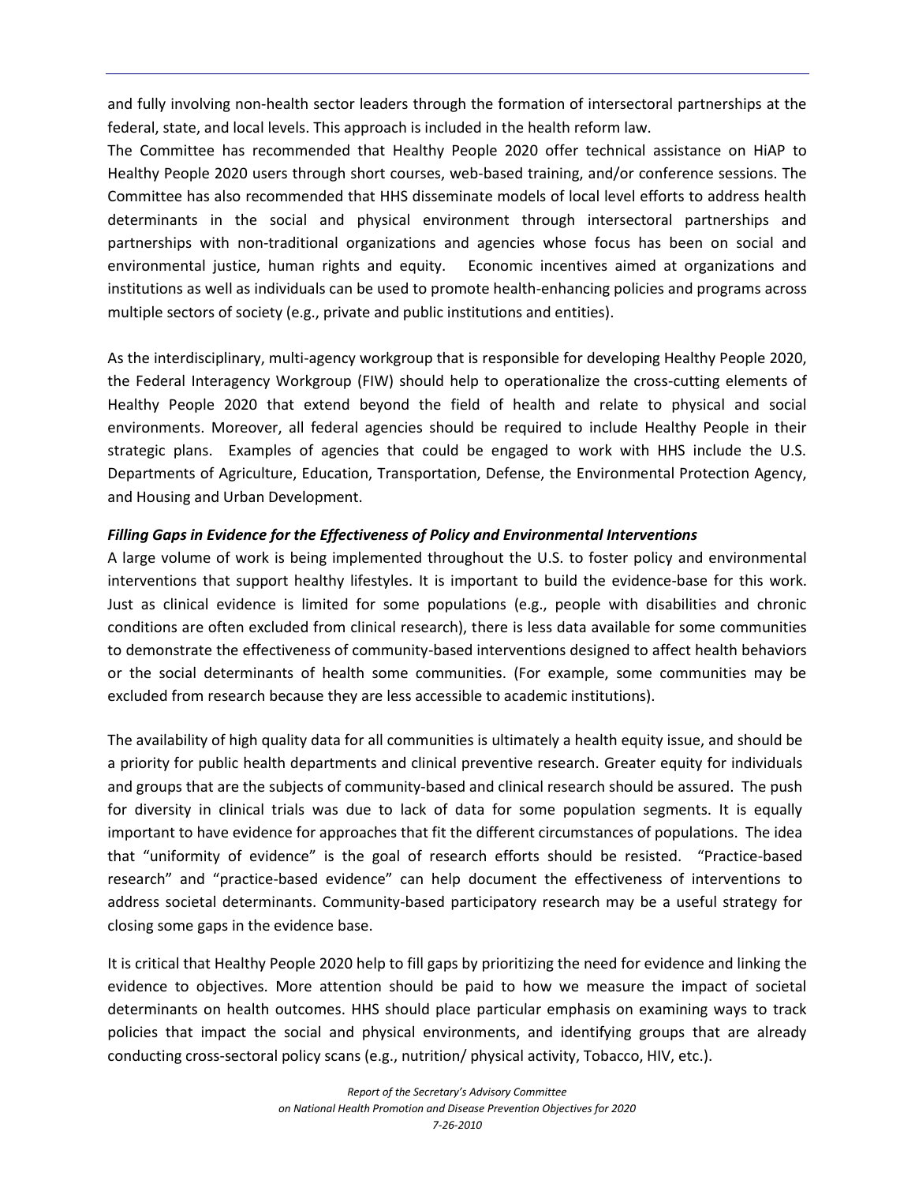and fully involving non-health sector leaders through the formation of intersectoral partnerships at the federal, state, and local levels. This approach is included in the health reform law.

The Committee has recommended that Healthy People 2020 offer technical assistance on HiAP to Healthy People 2020 users through short courses, web-based training, and/or conference sessions. The Committee has also recommended that HHS disseminate models of local level efforts to address health determinants in the social and physical environment through intersectoral partnerships and partnerships with non-traditional organizations and agencies whose focus has been on social and environmental justice, human rights and equity. Economic incentives aimed at organizations and institutions as well as individuals can be used to promote health-enhancing policies and programs across multiple sectors of society (e.g., private and public institutions and entities).

As the interdisciplinary, multi-agency workgroup that is responsible for developing Healthy People 2020, the Federal Interagency Workgroup (FIW) should help to operationalize the cross-cutting elements of Healthy People 2020 that extend beyond the field of health and relate to physical and social environments. Moreover, all federal agencies should be required to include Healthy People in their strategic plans. Examples of agencies that could be engaged to work with HHS include the U.S. Departments of Agriculture, Education, Transportation, Defense, the Environmental Protection Agency, and Housing and Urban Development.

***Filling Gaps in Evidence for the Effectiveness of Policy and Environmental Interventions***

A large volume of work is being implemented throughout the U.S. to foster policy and environmental interventions that support healthy lifestyles. It is important to build the evidence-base for this work. Just as clinical evidence is limited for some populations (e.g., people with disabilities and chronic conditions are often excluded from clinical research), there is less data available for some communities to demonstrate the effectiveness of community-based interventions designed to affect health behaviors or the social determinants of health some communities. (For example, some communities may be excluded from research because they are less accessible to academic institutions).

The availability of high quality data for all communities is ultimately a health equity issue, and should be a priority for public health departments and clinical preventive research. Greater equity for individuals and groups that are the subjects of community-based and clinical research should be assured. The push for diversity in clinical trials was due to lack of data for some population segments. It is equally important to have evidence for approaches that fit the different circumstances of populations. The idea that "uniformity of evidence" is the goal of research efforts should be resisted. "Practice-based research" and "practice-based evidence" can help document the effectiveness of interventions to address societal determinants. Community-based participatory research may be a useful strategy for closing some gaps in the evidence base.

It is critical that Healthy People 2020 help to fill gaps by prioritizing the need for evidence and linking the evidence to objectives. More attention should be paid to how we measure the impact of societal determinants on health outcomes. HHS should place particular emphasis on examining ways to track policies that impact the social and physical environments, and identifying groups that are already conducting cross-sectoral policy scans (e.g., nutrition/ physical activity, Tobacco, HIV, etc.).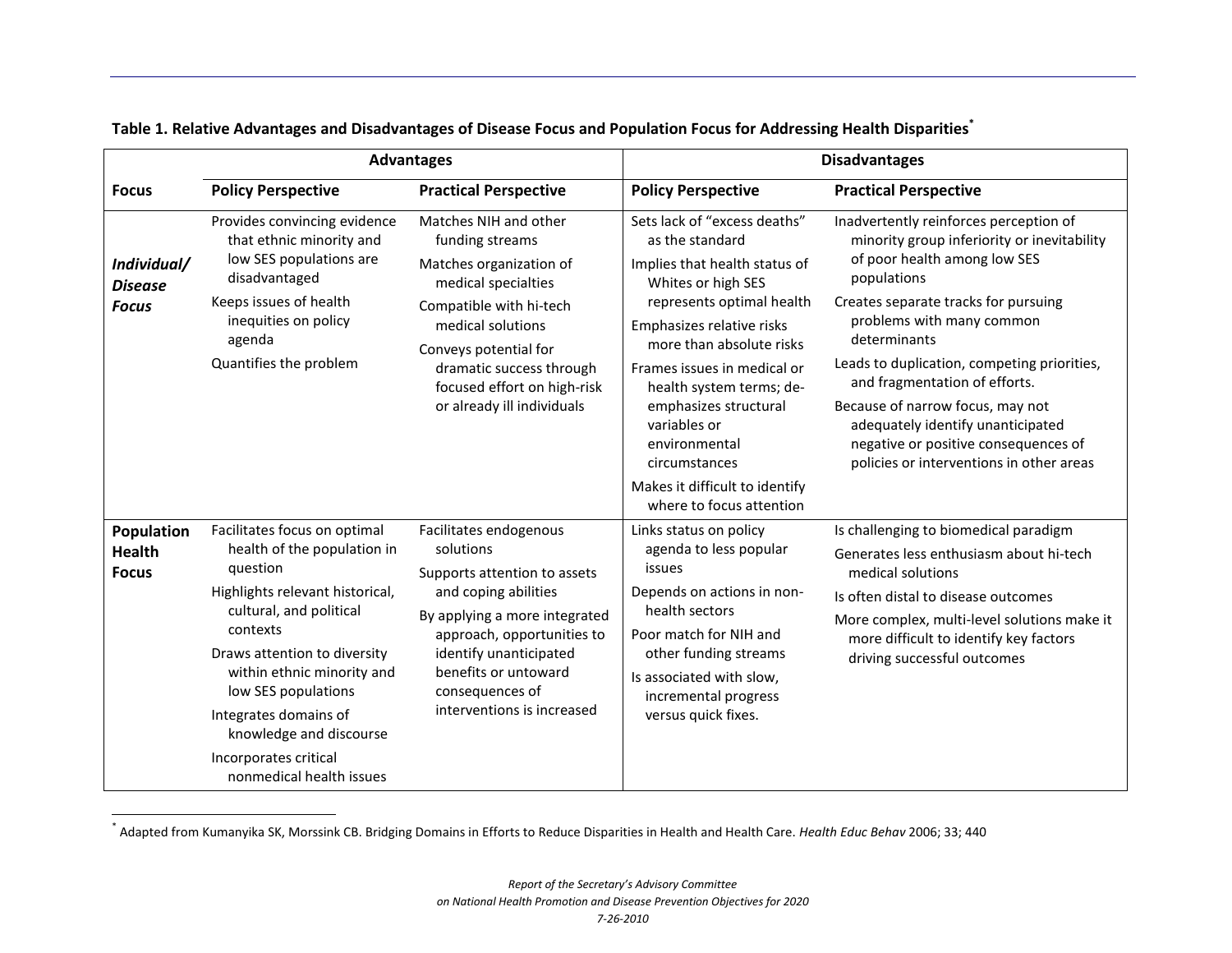**Table 1. Relative Advantages and Disadvantages of Disease Focus and Population Focus for Addressing Health Disparities***

| | Advantages | | Disadvantages | |
|---|---|---|---|---|
| **Focus** | **Policy Perspective** | **Practical Perspective** | **Policy Perspective** | **Practical Perspective** |
| ***Individual/ Disease Focus*** | Provides convincing evidence that ethnic minority and low SES populations are disadvantaged<br>Keeps issues of health inequities on policy agenda<br>Quantifies the problem | Matches NIH and other funding streams<br>Matches organization of medical specialties<br>Compatible with hi-tech medical solutions<br>Conveys potential for dramatic success through focused effort on high-risk or already ill individuals | Sets lack of "excess deaths" as the standard<br>Implies that health status of Whites or high SES represents optimal health<br>Emphasizes relative risks more than absolute risks<br>Frames issues in medical or health system terms; de-emphasizes structural variables or environmental circumstances<br>Makes it difficult to identify where to focus attention | Inadvertently reinforces perception of minority group inferiority or inevitability of poor health among low SES populations<br>Creates separate tracks for pursuing problems with many common determinants<br>Leads to duplication, competing priorities, and fragmentation of efforts.<br>Because of narrow focus, may not adequately identify unanticipated negative or positive consequences of policies or interventions in other areas |
| **Population Health Focus** | Facilitates focus on optimal health of the population in question<br>Highlights relevant historical, cultural, and political contexts<br>Draws attention to diversity within ethnic minority and low SES populations<br>Integrates domains of knowledge and discourse<br>Incorporates critical nonmedical health issues | Facilitates endogenous solutions<br>Supports attention to assets and coping abilities<br>By applying a more integrated approach, opportunities to identify unanticipated benefits or untoward consequences of interventions is increased | Links status on policy agenda to less popular issues<br>Depends on actions in non-health sectors<br>Poor match for NIH and other funding streams<br>Is associated with slow, incremental progress versus quick fixes. | Is challenging to biomedical paradigm<br>Generates less enthusiasm about hi-tech medical solutions<br>Is often distal to disease outcomes<br>More complex, multi-level solutions make it more difficult to identify key factors driving successful outcomes |

* Adapted from Kumanyika SK, Morssink CB. Bridging Domains in Efforts to Reduce Disparities in Health and Health Care. *Health Educ Behav* 2006; 33; 440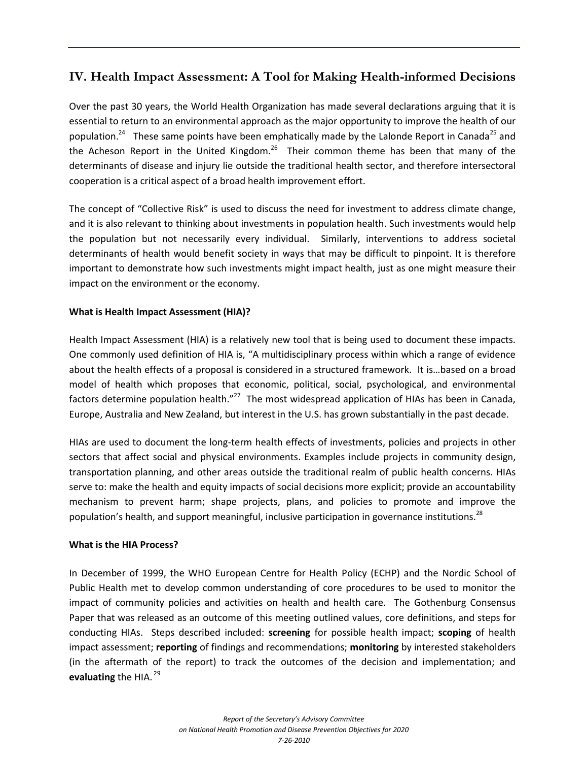## IV. Health Impact Assessment: A Tool for Making Health-informed Decisions

Over the past 30 years, the World Health Organization has made several declarations arguing that it is essential to return to an environmental approach as the major opportunity to improve the health of our population.[24] These same points have been emphatically made by the Lalonde Report in Canada[25] and the Acheson Report in the United Kingdom.[26] Their common theme has been that many of the determinants of disease and injury lie outside the traditional health sector, and therefore intersectoral cooperation is a critical aspect of a broad health improvement effort.

The concept of "Collective Risk" is used to discuss the need for investment to address climate change, and it is also relevant to thinking about investments in population health. Such investments would help the population but not necessarily every individual. Similarly, interventions to address societal determinants of health would benefit society in ways that may be difficult to pinpoint. It is therefore important to demonstrate how such investments might impact health, just as one might measure their impact on the environment or the economy.

### What is Health Impact Assessment (HIA)?

Health Impact Assessment (HIA) is a relatively new tool that is being used to document these impacts. One commonly used definition of HIA is, "A multidisciplinary process within which a range of evidence about the health effects of a proposal is considered in a structured framework. It is…based on a broad model of health which proposes that economic, political, social, psychological, and environmental factors determine population health."[27] The most widespread application of HIAs has been in Canada, Europe, Australia and New Zealand, but interest in the U.S. has grown substantially in the past decade.

HIAs are used to document the long-term health effects of investments, policies and projects in other sectors that affect social and physical environments. Examples include projects in community design, transportation planning, and other areas outside the traditional realm of public health concerns. HIAs serve to: make the health and equity impacts of social decisions more explicit; provide an accountability mechanism to prevent harm; shape projects, plans, and policies to promote and improve the population's health, and support meaningful, inclusive participation in governance institutions.[28]

### What is the HIA Process?

In December of 1999, the WHO European Centre for Health Policy (ECHP) and the Nordic School of Public Health met to develop common understanding of core procedures to be used to monitor the impact of community policies and activities on health and health care. The Gothenburg Consensus Paper that was released as an outcome of this meeting outlined values, core definitions, and steps for conducting HIAs. Steps described included: **screening** for possible health impact; **scoping** of health impact assessment; **reporting** of findings and recommendations; **monitoring** by interested stakeholders (in the aftermath of the report) to track the outcomes of the decision and implementation; and **evaluating** the HIA.[29]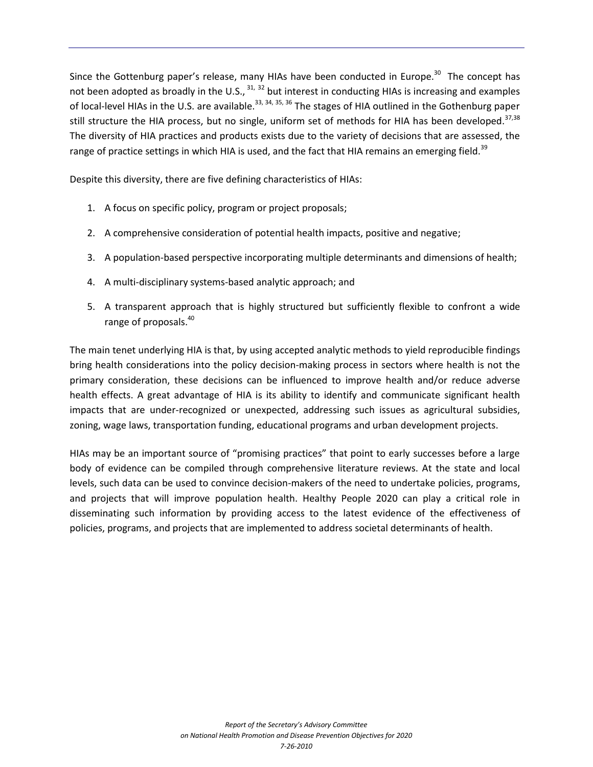Since the Gottenburg paper's release, many HIAs have been conducted in Europe.[30] The concept has not been adopted as broadly in the U.S., [31, 32] but interest in conducting HIAs is increasing and examples of local-level HIAs in the U.S. are available.[33, 34, 35, 36] The stages of HIA outlined in the Gothenburg paper still structure the HIA process, but no single, uniform set of methods for HIA has been developed.[37,38] The diversity of HIA practices and products exists due to the variety of decisions that are assessed, the range of practice settings in which HIA is used, and the fact that HIA remains an emerging field.[39]

Despite this diversity, there are five defining characteristics of HIAs:

1. A focus on specific policy, program or project proposals;
2. A comprehensive consideration of potential health impacts, positive and negative;
3. A population-based perspective incorporating multiple determinants and dimensions of health;
4. A multi-disciplinary systems-based analytic approach; and
5. A transparent approach that is highly structured but sufficiently flexible to confront a wide range of proposals.[40]

The main tenet underlying HIA is that, by using accepted analytic methods to yield reproducible findings bring health considerations into the policy decision-making process in sectors where health is not the primary consideration, these decisions can be influenced to improve health and/or reduce adverse health effects. A great advantage of HIA is its ability to identify and communicate significant health impacts that are under-recognized or unexpected, addressing such issues as agricultural subsidies, zoning, wage laws, transportation funding, educational programs and urban development projects.

HIAs may be an important source of "promising practices" that point to early successes before a large body of evidence can be compiled through comprehensive literature reviews. At the state and local levels, such data can be used to convince decision-makers of the need to undertake policies, programs, and projects that will improve population health. Healthy People 2020 can play a critical role in disseminating such information by providing access to the latest evidence of the effectiveness of policies, programs, and projects that are implemented to address societal determinants of health.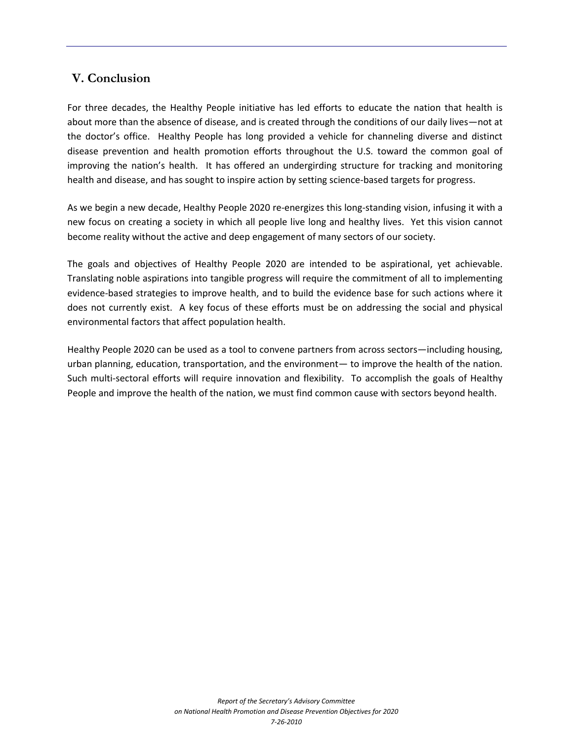## V. Conclusion

For three decades, the Healthy People initiative has led efforts to educate the nation that health is about more than the absence of disease, and is created through the conditions of our daily lives—not at the doctor's office. Healthy People has long provided a vehicle for channeling diverse and distinct disease prevention and health promotion efforts throughout the U.S. toward the common goal of improving the nation's health. It has offered an undergirding structure for tracking and monitoring health and disease, and has sought to inspire action by setting science-based targets for progress.

As we begin a new decade, Healthy People 2020 re-energizes this long-standing vision, infusing it with a new focus on creating a society in which all people live long and healthy lives. Yet this vision cannot become reality without the active and deep engagement of many sectors of our society.

The goals and objectives of Healthy People 2020 are intended to be aspirational, yet achievable. Translating noble aspirations into tangible progress will require the commitment of all to implementing evidence-based strategies to improve health, and to build the evidence base for such actions where it does not currently exist. A key focus of these efforts must be on addressing the social and physical environmental factors that affect population health.

Healthy People 2020 can be used as a tool to convene partners from across sectors—including housing, urban planning, education, transportation, and the environment— to improve the health of the nation. Such multi-sectoral efforts will require innovation and flexibility. To accomplish the goals of Healthy People and improve the health of the nation, we must find common cause with sectors beyond health.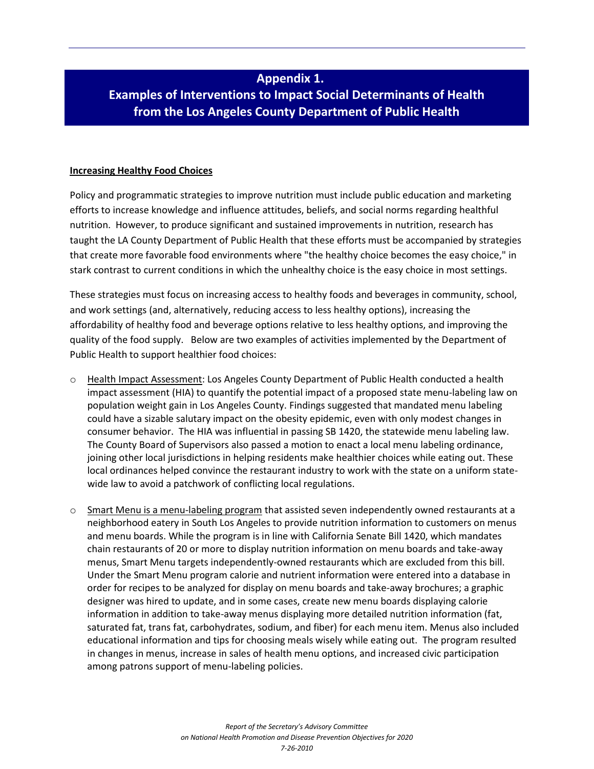# Appendix 1.
# Examples of Interventions to Impact Social Determinants of Health from the Los Angeles County Department of Public Health

**Increasing Healthy Food Choices**

Policy and programmatic strategies to improve nutrition must include public education and marketing efforts to increase knowledge and influence attitudes, beliefs, and social norms regarding healthful nutrition. However, to produce significant and sustained improvements in nutrition, research has taught the LA County Department of Public Health that these efforts must be accompanied by strategies that create more favorable food environments where "the healthy choice becomes the easy choice," in stark contrast to current conditions in which the unhealthy choice is the easy choice in most settings.

These strategies must focus on increasing access to healthy foods and beverages in community, school, and work settings (and, alternatively, reducing access to less healthy options), increasing the affordability of healthy food and beverage options relative to less healthy options, and improving the quality of the food supply. Below are two examples of activities implemented by the Department of Public Health to support healthier food choices:

- Health Impact Assessment: Los Angeles County Department of Public Health conducted a health impact assessment (HIA) to quantify the potential impact of a proposed state menu-labeling law on population weight gain in Los Angeles County. Findings suggested that mandated menu labeling could have a sizable salutary impact on the obesity epidemic, even with only modest changes in consumer behavior. The HIA was influential in passing SB 1420, the statewide menu labeling law. The County Board of Supervisors also passed a motion to enact a local menu labeling ordinance, joining other local jurisdictions in helping residents make healthier choices while eating out. These local ordinances helped convince the restaurant industry to work with the state on a uniform state-wide law to avoid a patchwork of conflicting local regulations.

- Smart Menu is a menu-labeling program that assisted seven independently owned restaurants at a neighborhood eatery in South Los Angeles to provide nutrition information to customers on menus and menu boards. While the program is in line with California Senate Bill 1420, which mandates chain restaurants of 20 or more to display nutrition information on menu boards and take-away menus, Smart Menu targets independently-owned restaurants which are excluded from this bill. Under the Smart Menu program calorie and nutrient information were entered into a database in order for recipes to be analyzed for display on menu boards and take-away brochures; a graphic designer was hired to update, and in some cases, create new menu boards displaying calorie information in addition to take-away menus displaying more detailed nutrition information (fat, saturated fat, trans fat, carbohydrates, sodium, and fiber) for each menu item. Menus also included educational information and tips for choosing meals wisely while eating out. The program resulted in changes in menus, increase in sales of health menu options, and increased civic participation among patrons support of menu-labeling policies.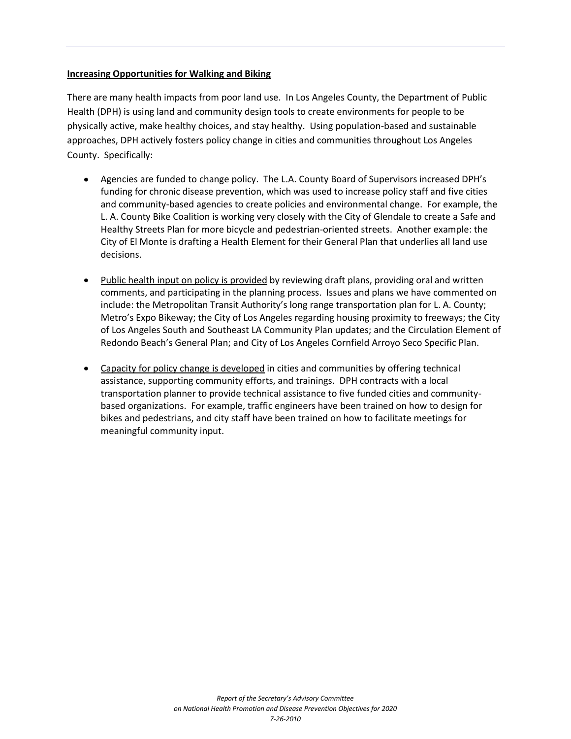**Increasing Opportunities for Walking and Biking**

There are many health impacts from poor land use. In Los Angeles County, the Department of Public Health (DPH) is using land and community design tools to create environments for people to be physically active, make healthy choices, and stay healthy. Using population-based and sustainable approaches, DPH actively fosters policy change in cities and communities throughout Los Angeles County. Specifically:

- Agencies are funded to change policy. The L.A. County Board of Supervisors increased DPH's funding for chronic disease prevention, which was used to increase policy staff and five cities and community-based agencies to create policies and environmental change. For example, the L. A. County Bike Coalition is working very closely with the City of Glendale to create a Safe and Healthy Streets Plan for more bicycle and pedestrian-oriented streets. Another example: the City of El Monte is drafting a Health Element for their General Plan that underlies all land use decisions.

- Public health input on policy is provided by reviewing draft plans, providing oral and written comments, and participating in the planning process. Issues and plans we have commented on include: the Metropolitan Transit Authority's long range transportation plan for L. A. County; Metro's Expo Bikeway; the City of Los Angeles regarding housing proximity to freeways; the City of Los Angeles South and Southeast LA Community Plan updates; and the Circulation Element of Redondo Beach's General Plan; and City of Los Angeles Cornfield Arroyo Seco Specific Plan.

- Capacity for policy change is developed in cities and communities by offering technical assistance, supporting community efforts, and trainings. DPH contracts with a local transportation planner to provide technical assistance to five funded cities and community-based organizations. For example, traffic engineers have been trained on how to design for bikes and pedestrians, and city staff have been trained on how to facilitate meetings for meaningful community input.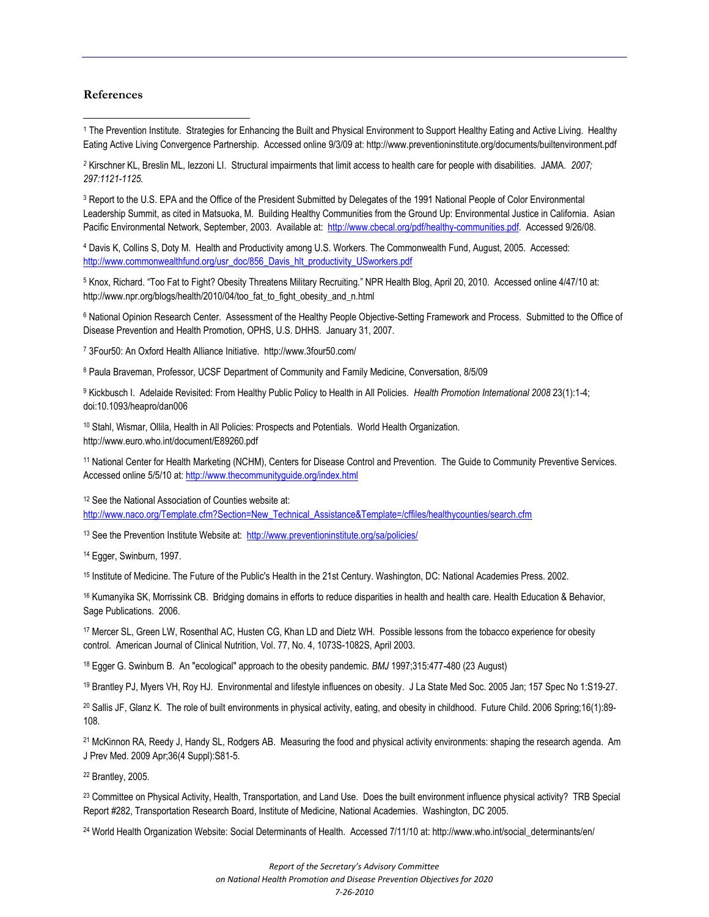## References

[1] The Prevention Institute. Strategies for Enhancing the Built and Physical Environment to Support Healthy Eating and Active Living. Healthy Eating Active Living Convergence Partnership. Accessed online 9/3/09 at: http://www.preventioninstitute.org/documents/builtenvironment.pdf

[2] Kirschner KL, Breslin ML, Iezzoni LI. Structural impairments that limit access to health care for people with disabilities. JAMA. *2007; 297:1121-1125.*

[3] Report to the U.S. EPA and the Office of the President Submitted by Delegates of the 1991 National People of Color Environmental Leadership Summit, as cited in Matsuoka, M. Building Healthy Communities from the Ground Up: Environmental Justice in California. Asian Pacific Environmental Network, September, 2003. Available at: http://www.cbecal.org/pdf/healthy-communities.pdf. Accessed 9/26/08.

[4] Davis K, Collins S, Doty M. Health and Productivity among U.S. Workers. The Commonwealth Fund, August, 2005. Accessed: http://www.commonwealthfund.org/usr_doc/856_Davis_hlt_productivity_USworkers.pdf

[5] Knox, Richard. "Too Fat to Fight? Obesity Threatens Military Recruiting." NPR Health Blog, April 20, 2010. Accessed online 4/47/10 at: http://www.npr.org/blogs/health/2010/04/too_fat_to_fight_obesity_and_n.html

[6] National Opinion Research Center. Assessment of the Healthy People Objective-Setting Framework and Process. Submitted to the Office of Disease Prevention and Health Promotion, OPHS, U.S. DHHS. January 31, 2007.

[7] 3Four50: An Oxford Health Alliance Initiative. http://www.3four50.com/

[8] Paula Braveman, Professor, UCSF Department of Community and Family Medicine, Conversation, 8/5/09

[9] Kickbusch I. Adelaide Revisited: From Healthy Public Policy to Health in All Policies. *Health Promotion International 2008* 23(1):1-4; doi:10.1093/heapro/dan006

[10] Stahl, Wismar, Ollila, Health in All Policies: Prospects and Potentials. World Health Organization. http://www.euro.who.int/document/E89260.pdf

[11] National Center for Health Marketing (NCHM), Centers for Disease Control and Prevention. The Guide to Community Preventive Services. Accessed online 5/5/10 at: http://www.thecommunityguide.org/index.html

[12] See the National Association of Counties website at: http://www.naco.org/Template.cfm?Section=New_Technical_Assistance&Template=/cffiles/healthycounties/search.cfm

[13] See the Prevention Institute Website at: http://www.preventioninstitute.org/sa/policies/

[14] Egger, Swinburn, 1997.

[15] Institute of Medicine. The Future of the Public's Health in the 21st Century. Washington, DC: National Academies Press. 2002.

[16] Kumanyika SK, Morrissink CB. Bridging domains in efforts to reduce disparities in health and health care. Health Education & Behavior, Sage Publications. 2006.

[17] Mercer SL, Green LW, Rosenthal AC, Husten CG, Khan LD and Dietz WH. Possible lessons from the tobacco experience for obesity control. American Journal of Clinical Nutrition, Vol. 77, No. 4, 1073S-1082S, April 2003.

[18] Egger G. Swinburn B. An "ecological" approach to the obesity pandemic. *BMJ* 1997;315:477-480 (23 August)

[19] Brantley PJ, Myers VH, Roy HJ. Environmental and lifestyle influences on obesity. J La State Med Soc. 2005 Jan; 157 Spec No 1:S19-27.

[20] Sallis JF, Glanz K. The role of built environments in physical activity, eating, and obesity in childhood. Future Child. 2006 Spring;16(1):89-108.

[21] McKinnon RA, Reedy J, Handy SL, Rodgers AB. Measuring the food and physical activity environments: shaping the research agenda. Am J Prev Med. 2009 Apr;36(4 Suppl):S81-5.

[22] Brantley, 2005.

[23] Committee on Physical Activity, Health, Transportation, and Land Use. Does the built environment influence physical activity? TRB Special Report #282, Transportation Research Board, Institute of Medicine, National Academies. Washington, DC 2005.

[24] World Health Organization Website: Social Determinants of Health. Accessed 7/11/10 at: http://www.who.int/social_determinants/en/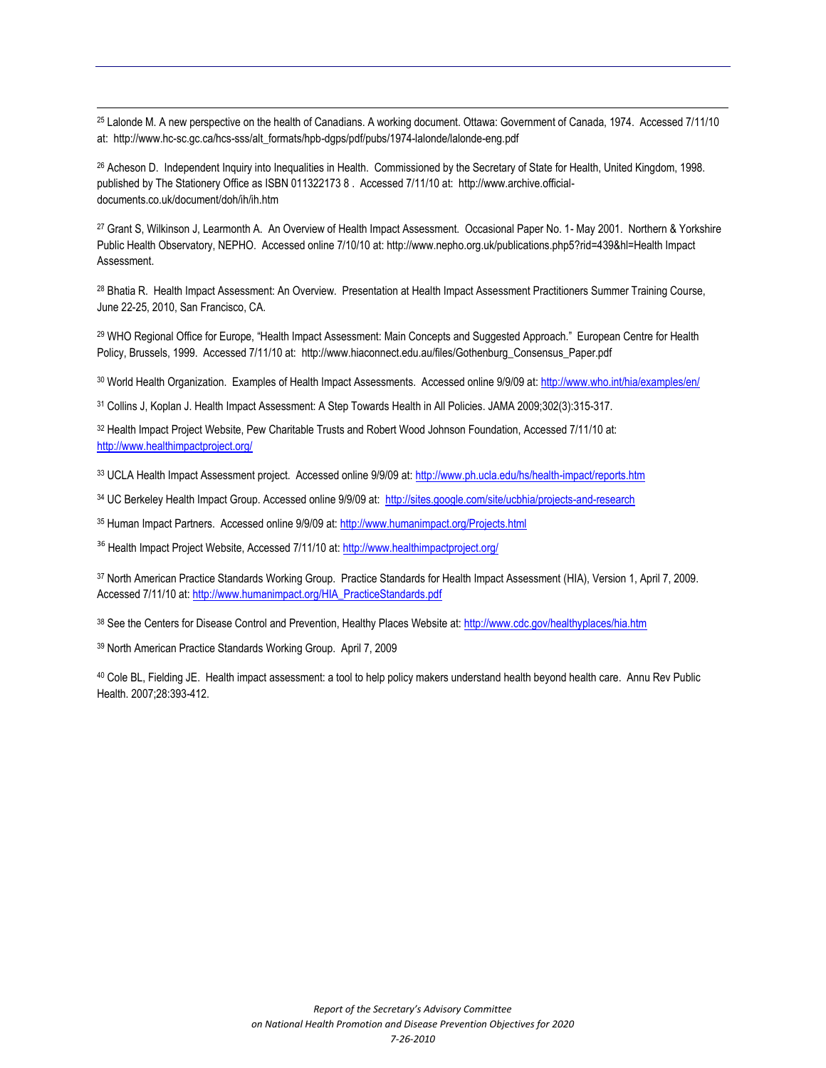[25] Lalonde M. A new perspective on the health of Canadians. A working document. Ottawa: Government of Canada, 1974. Accessed 7/11/10 at: http://www.hc-sc.gc.ca/hcs-sss/alt_formats/hpb-dgps/pdf/pubs/1974-lalonde/lalonde-eng.pdf

[26] Acheson D. Independent Inquiry into Inequalities in Health. Commissioned by the Secretary of State for Health, United Kingdom, 1998. published by The Stationery Office as ISBN 011322173 8 . Accessed 7/11/10 at: http://www.archive.official-documents.co.uk/document/doh/ih/ih.htm

[27] Grant S, Wilkinson J, Learmonth A. An Overview of Health Impact Assessment. Occasional Paper No. 1- May 2001. Northern & Yorkshire Public Health Observatory, NEPHO. Accessed online 7/10/10 at: http://www.nepho.org.uk/publications.php5?rid=439&hl=Health Impact Assessment.

[28] Bhatia R. Health Impact Assessment: An Overview. Presentation at Health Impact Assessment Practitioners Summer Training Course, June 22-25, 2010, San Francisco, CA.

[29] WHO Regional Office for Europe, "Health Impact Assessment: Main Concepts and Suggested Approach." European Centre for Health Policy, Brussels, 1999. Accessed 7/11/10 at: http://www.hiaconnect.edu.au/files/Gothenburg_Consensus_Paper.pdf

[30] World Health Organization. Examples of Health Impact Assessments. Accessed online 9/9/09 at: http://www.who.int/hia/examples/en/

[31] Collins J, Koplan J. Health Impact Assessment: A Step Towards Health in All Policies. JAMA 2009;302(3):315-317.

[32] Health Impact Project Website, Pew Charitable Trusts and Robert Wood Johnson Foundation, Accessed 7/11/10 at: http://www.healthimpactproject.org/

[33] UCLA Health Impact Assessment project. Accessed online 9/9/09 at: http://www.ph.ucla.edu/hs/health-impact/reports.htm

[34] UC Berkeley Health Impact Group. Accessed online 9/9/09 at: http://sites.google.com/site/ucbhia/projects-and-research

[35] Human Impact Partners. Accessed online 9/9/09 at: http://www.humanimpact.org/Projects.html

[36] Health Impact Project Website, Accessed 7/11/10 at: http://www.healthimpactproject.org/

[37] North American Practice Standards Working Group. Practice Standards for Health Impact Assessment (HIA), Version 1, April 7, 2009. Accessed 7/11/10 at: http://www.humanimpact.org/HIA_PracticeStandards.pdf

[38] See the Centers for Disease Control and Prevention, Healthy Places Website at: http://www.cdc.gov/healthyplaces/hia.htm

[39] North American Practice Standards Working Group. April 7, 2009

[40] Cole BL, Fielding JE. Health impact assessment: a tool to help policy makers understand health beyond health care. Annu Rev Public Health. 2007;28:393-412.